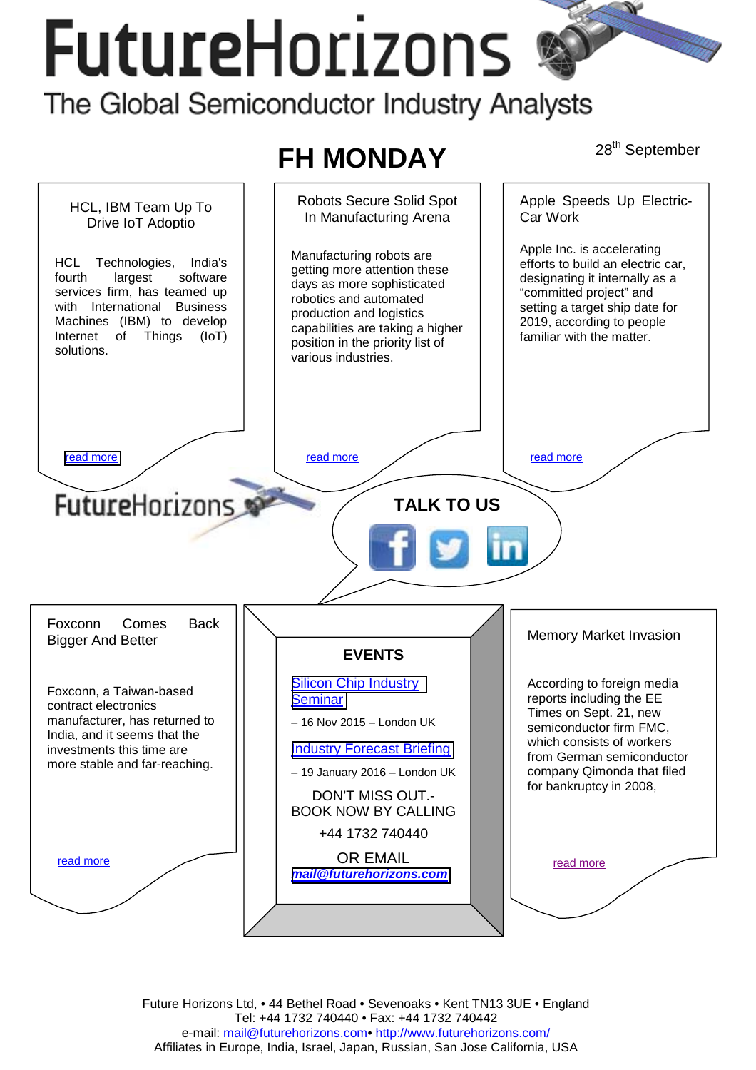# FutureHorizons

The Global Semiconductor Industry Analysts

## FH MONDAY

28th September

### HCL, IBM Team Up To Drive IoT Adoptio

HCL Technologies, India's fourth largest software services firm, has teamed up with International Business Machines (IBM) to develop Internet of Things (IoT) solutions.

read more

### Robots Secure Solid Spot In Manufacturing Arena

Manufacturing robots are getting more attention these days as more sophisticated robotics and automated production and logistics capabilities are taking a higher position in the priority list of various industries.

read more

### Apple Speeds Up Electric-Car Work

Apple Inc. is accelerating efforts to build an electric car, designating it internally as a "committed project" and setting a target ship date for 2019, according to people familiar with the matter.

read more

FutureHorizons

**TALK TO US**

### Foxconn Comes Back Bigger And Better

Foxconn, a Taiwan-based contract electronics manufacturer, has returned to India, and it seems that the investments this time are more stable and far-reaching.

read more

### EVENTS

Silicon Chip Industry Seminar

– 16 Nov 2015 – London UK

Industry Forecast Briefing

– 19 January 2016 – London UK

DON'T MISS OUT.- BOOK NOW BY CALLING

+44 1732 740440

OR EMAIL

***mail@futurehorizons.com***

### Memory Market Invasion

According to foreign media reports including the EE Times on Sept. 21, new semiconductor firm FMC, which consists of workers from German semiconductor company Qimonda that filed for bankruptcy in 2008,

read more

Future Horizons Ltd, • 44 Bethel Road • Sevenoaks • Kent TN13 3UE • England
Tel: +44 1732 740440 • Fax: +44 1732 740442
e-mail: mail@futurehorizons.com• http://www.futurehorizons.com/
Affiliates in Europe, India, Israel, Japan, Russian, San Jose California, USA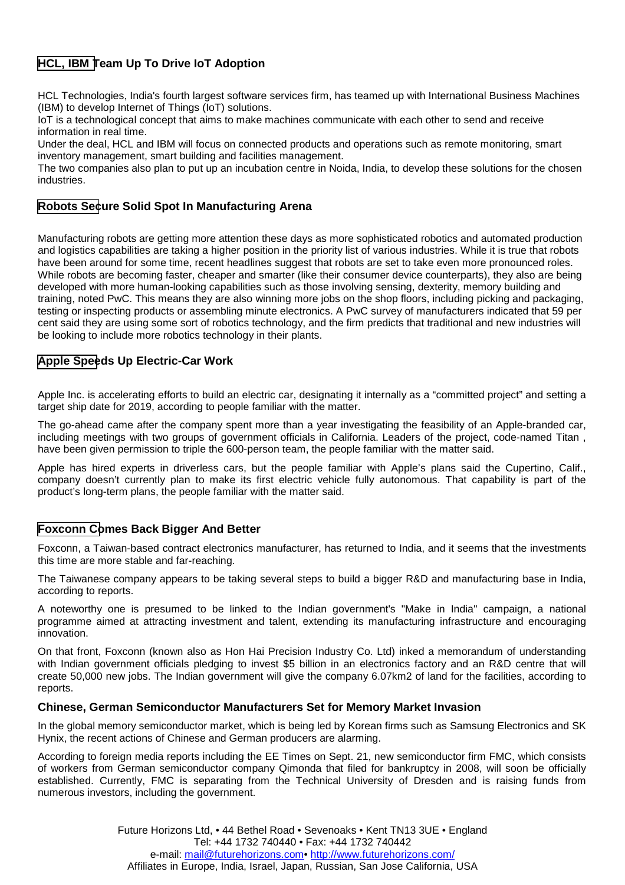### HCL, IBM Team Up To Drive IoT Adoption

HCL Technologies, India's fourth largest software services firm, has teamed up with International Business Machines (IBM) to develop Internet of Things (IoT) solutions.
IoT is a technological concept that aims to make machines communicate with each other to send and receive information in real time.
Under the deal, HCL and IBM will focus on connected products and operations such as remote monitoring, smart inventory management, smart building and facilities management.
The two companies also plan to put up an incubation centre in Noida, India, to develop these solutions for the chosen industries.

### Robots Secure Solid Spot In Manufacturing Arena

Manufacturing robots are getting more attention these days as more sophisticated robotics and automated production and logistics capabilities are taking a higher position in the priority list of various industries. While it is true that robots have been around for some time, recent headlines suggest that robots are set to take even more pronounced roles. While robots are becoming faster, cheaper and smarter (like their consumer device counterparts), they also are being developed with more human-looking capabilities such as those involving sensing, dexterity, memory building and training, noted PwC. This means they are also winning more jobs on the shop floors, including picking and packaging, testing or inspecting products or assembling minute electronics. A PwC survey of manufacturers indicated that 59 per cent said they are using some sort of robotics technology, and the firm predicts that traditional and new industries will be looking to include more robotics technology in their plants.

### Apple Speeds Up Electric-Car Work

Apple Inc. is accelerating efforts to build an electric car, designating it internally as a "committed project" and setting a target ship date for 2019, according to people familiar with the matter.

The go-ahead came after the company spent more than a year investigating the feasibility of an Apple-branded car, including meetings with two groups of government officials in California. Leaders of the project, code-named Titan , have been given permission to triple the 600-person team, the people familiar with the matter said.

Apple has hired experts in driverless cars, but the people familiar with Apple's plans said the Cupertino, Calif., company doesn't currently plan to make its first electric vehicle fully autonomous. That capability is part of the product's long-term plans, the people familiar with the matter said.

### Foxconn Comes Back Bigger And Better

Foxconn, a Taiwan-based contract electronics manufacturer, has returned to India, and it seems that the investments this time are more stable and far-reaching.

The Taiwanese company appears to be taking several steps to build a bigger R&D and manufacturing base in India, according to reports.

A noteworthy one is presumed to be linked to the Indian government's "Make in India" campaign, a national programme aimed at attracting investment and talent, extending its manufacturing infrastructure and encouraging innovation.

On that front, Foxconn (known also as Hon Hai Precision Industry Co. Ltd) inked a memorandum of understanding with Indian government officials pledging to invest $5 billion in an electronics factory and an R&D centre that will create 50,000 new jobs. The Indian government will give the company 6.07km2 of land for the facilities, according to reports.

### Chinese, German Semiconductor Manufacturers Set for Memory Market Invasion

In the global memory semiconductor market, which is being led by Korean firms such as Samsung Electronics and SK Hynix, the recent actions of Chinese and German producers are alarming.

According to foreign media reports including the EE Times on Sept. 21, new semiconductor firm FMC, which consists of workers from German semiconductor company Qimonda that filed for bankruptcy in 2008, will soon be officially established. Currently, FMC is separating from the Technical University of Dresden and is raising funds from numerous investors, including the government.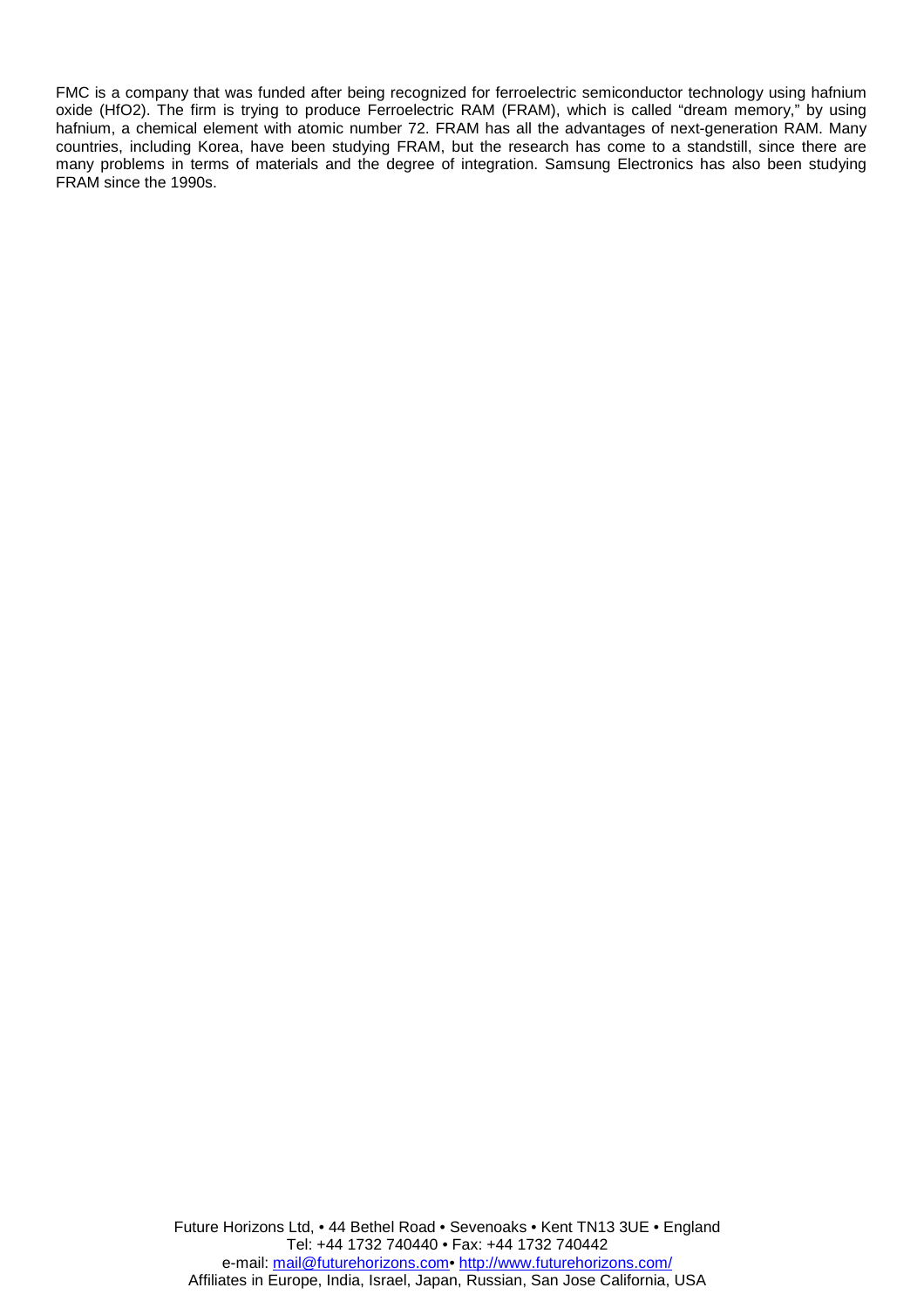FMC is a company that was funded after being recognized for ferroelectric semiconductor technology using hafnium oxide ($HfO_2$). The firm is trying to produce Ferroelectric RAM (FRAM), which is called “dream memory,” by using hafnium, a chemical element with atomic number 72. FRAM has all the advantages of next-generation RAM. Many countries, including Korea, have been studying FRAM, but the research has come to a standstill, since there are many problems in terms of materials and the degree of integration. Samsung Electronics has also been studying FRAM since the 1990s.